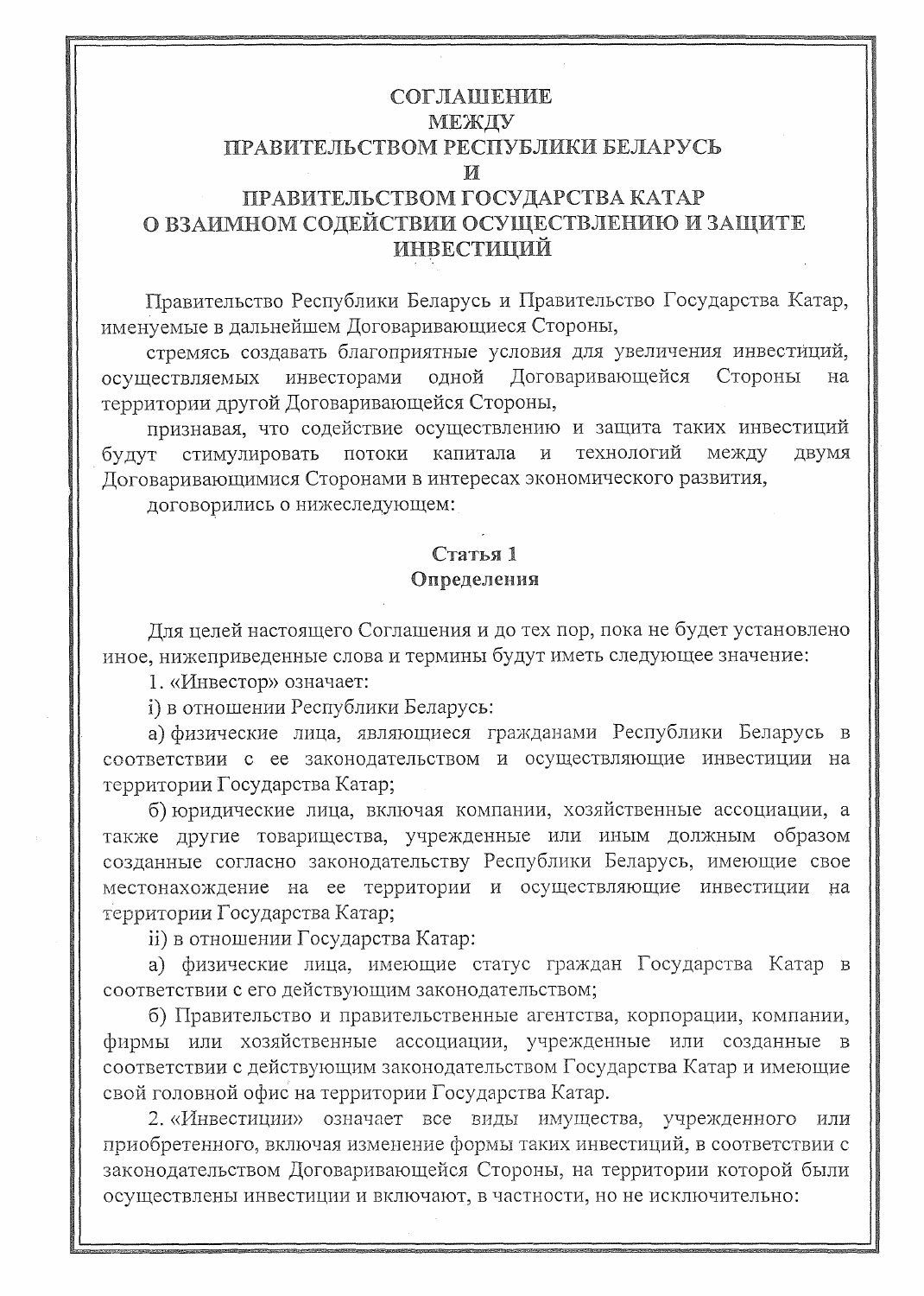# СОГЛАШЕНИЕ МЕЖДУ ПРАВИТЕЛЬСТВОМ РЕСПУБЛИКИ БЕЛАРУСЬ И ПРАВИТЕЛЬСТВОМ ГОСУДАРСТВА КАТАР О ВЗАИМНОМ СОДЕЙСТВИИ ОСУЩЕСТВЛЕНИЮ И ЗАЩИТЕ ИНВЕСТИЦИЙ

Правительство Республики Беларусь и Правительство Государства Катар, именуемые в дальнейшем Договаривающиеся Стороны,

стремясь создавать благоприятные условия для увеличения инвестиций, осуществляемых инвесторами одной Договаривающейся Стороны на территории другой Договаривающейся Стороны,

признавая, что содействие осуществлению и защита таких инвестиций будут стимулировать потоки капитала и технологий между двумя Договаривающимися Сторонами в интересах экономического развития,

договорились о нижеследующем:

## Статья 1
## Определения

Для целей настоящего Соглашения и до тех пор, пока не будет установлено иное, нижеприведенные слова и термины будут иметь следующее значение:

1. «Инвестор» означает:

i) в отношении Республики Беларусь:

а) физические лица, являющиеся гражданами Республики Беларусь в соответствии с ее законодательством и осуществляющие инвестиции на территории Государства Катар;

б) юридические лица, включая компании, хозяйственные ассоциации, а также другие товарищества, учрежденные или иным должным образом созданные согласно законодательству Республики Беларусь, имеющие свое местонахождение на ее территории и осуществляющие инвестиции на территории Государства Катар;

ii) в отношении Государства Катар:

а) физические лица, имеющие статус граждан Государства Катар в соответствии с его действующим законодательством;

б) Правительство и правительственные агентства, корпорации, компании, фирмы или хозяйственные ассоциации, учрежденные или созданные в соответствии с действующим законодательством Государства Катар и имеющие свой головной офис на территории Государства Катар.

2. «Инвестиции» означает все виды имущества, учрежденного или приобретенного, включая изменение формы таких инвестиций, в соответствии с законодательством Договаривающейся Стороны, на территории которой были осуществлены инвестиции и включают, в частности, но не исключительно: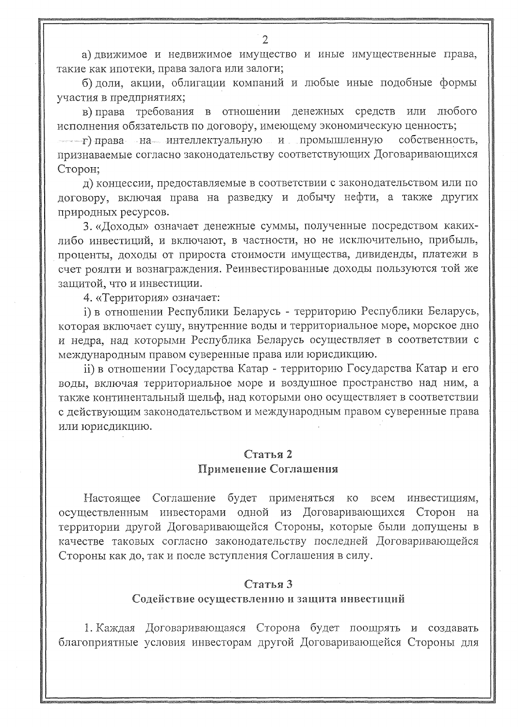а) движимое и недвижимое имущество и иные имущественные права, такие как ипотеки, права залога или залоги;

б) доли, акции, облигации компаний и любые иные подобные формы участия в предприятиях;

в) права требования в отношении денежных средств или любого исполнения обязательств по договору, имеющему экономическую ценность;

г) права на интеллектуальную и промышленную собственность, признаваемые согласно законодательству соответствующих Договаривающихся Сторон;

д) концессии, предоставляемые в соответствии с законодательством или по договору, включая права на разведку и добычу нефти, а также других природных ресурсов.

3. «Доходы» означает денежные суммы, полученные посредством каких-либо инвестиций, и включают, в частности, но не исключительно, прибыль, проценты, доходы от прироста стоимости имущества, дивиденды, платежи в счет роялти и вознаграждения. Реинвестированные доходы пользуются той же защитой, что и инвестиции.

4. «Территория» означает:

i) в отношении Республики Беларусь - территорию Республики Беларусь, которая включает сушу, внутренние воды и территориальное море, морское дно и недра, над которыми Республика Беларусь осуществляет в соответствии с международным правом суверенные права или юрисдикцию.

ii) в отношении Государства Катар - территорию Государства Катар и его воды, включая территориальное море и воздушное пространство над ним, а также континентальный шельф, над которыми оно осуществляет в соответствии с действующим законодательством и международным правом суверенные права или юрисдикцию.

## Статья 2
## Применение Соглашения

Настоящее Соглашение будет применяться ко всем инвестициям, осуществленным инвесторами одной из Договаривающихся Сторон на территории другой Договаривающейся Стороны, которые были допущены в качестве таковых согласно законодательству последней Договаривающейся Стороны как до, так и после вступления Соглашения в силу.

## Статья 3
## Содействие осуществлению и защита инвестиций

1. Каждая Договаривающаяся Сторона будет поощрять и создавать благоприятные условия инвесторам другой Договаривающейся Стороны для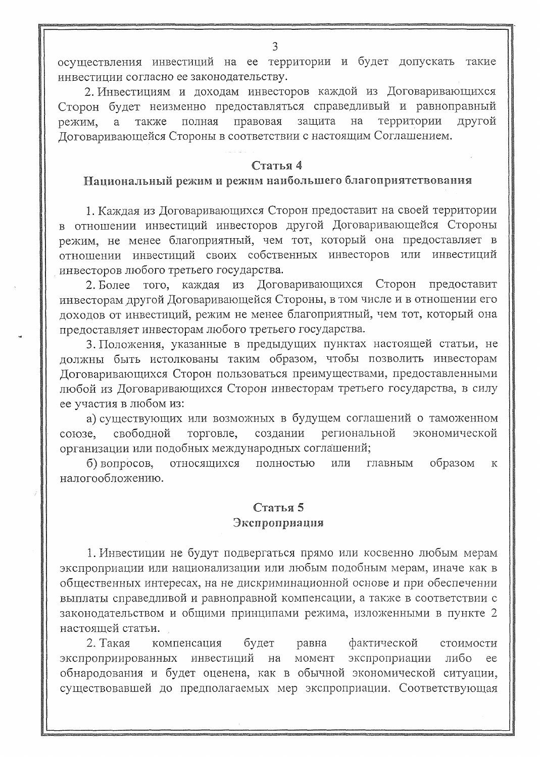осуществления инвестиций на ее территории и будет допускать такие инвестиции согласно ее законодательству.

2. Инвестициям и доходам инвесторов каждой из Договаривающихся Сторон будет неизменно предоставляться справедливый и равноправный режим, а также полная правовая защита на территории другой Договаривающейся Стороны в соответствии с настоящим Соглашением.

## Статья 4
## Национальный режим и режим наибольшего благоприятствования

1. Каждая из Договаривающихся Сторон предоставит на своей территории в отношении инвестиций инвесторов другой Договаривающейся Стороны режим, не менее благоприятный, чем тот, который она предоставляет в отношении инвестиций своих собственных инвесторов или инвестиций инвесторов любого третьего государства.

2. Более того, каждая из Договаривающихся Сторон предоставит инвесторам другой Договаривающейся Стороны, в том числе и в отношении его доходов от инвестиций, режим не менее благоприятный, чем тот, который она предоставляет инвесторам любого третьего государства.

3. Положения, указанные в предыдущих пунктах настоящей статьи, не должны быть истолкованы таким образом, чтобы позволить инвесторам Договаривающихся Сторон пользоваться преимуществами, предоставленными любой из Договаривающихся Сторон инвесторам третьего государства, в силу ее участия в любом из:

а) существующих или возможных в будущем соглашений о таможенном союзе, свободной торговле, создании региональной экономической организации или подобных международных соглашений;

б) вопросов, относящихся полностью или главным образом к налогообложению.

## Статья 5
## Экспроприация

1. Инвестиции не будут подвергаться прямо или косвенно любым мерам экспроприации или национализации или любым подобным мерам, иначе как в общественных интересах, на не дискриминационной основе и при обеспечении выплаты справедливой и равноправной компенсации, а также в соответствии с законодательством и общими принципами режима, изложенными в пункте 2 настоящей статьи.

2. Такая компенсация будет равна фактической стоимости экспроприированных инвестиций на момент экспроприации либо ее обнародования и будет оценена, как в обычной экономической ситуации, существовавшей до предполагаемых мер экспроприации. Соответствующая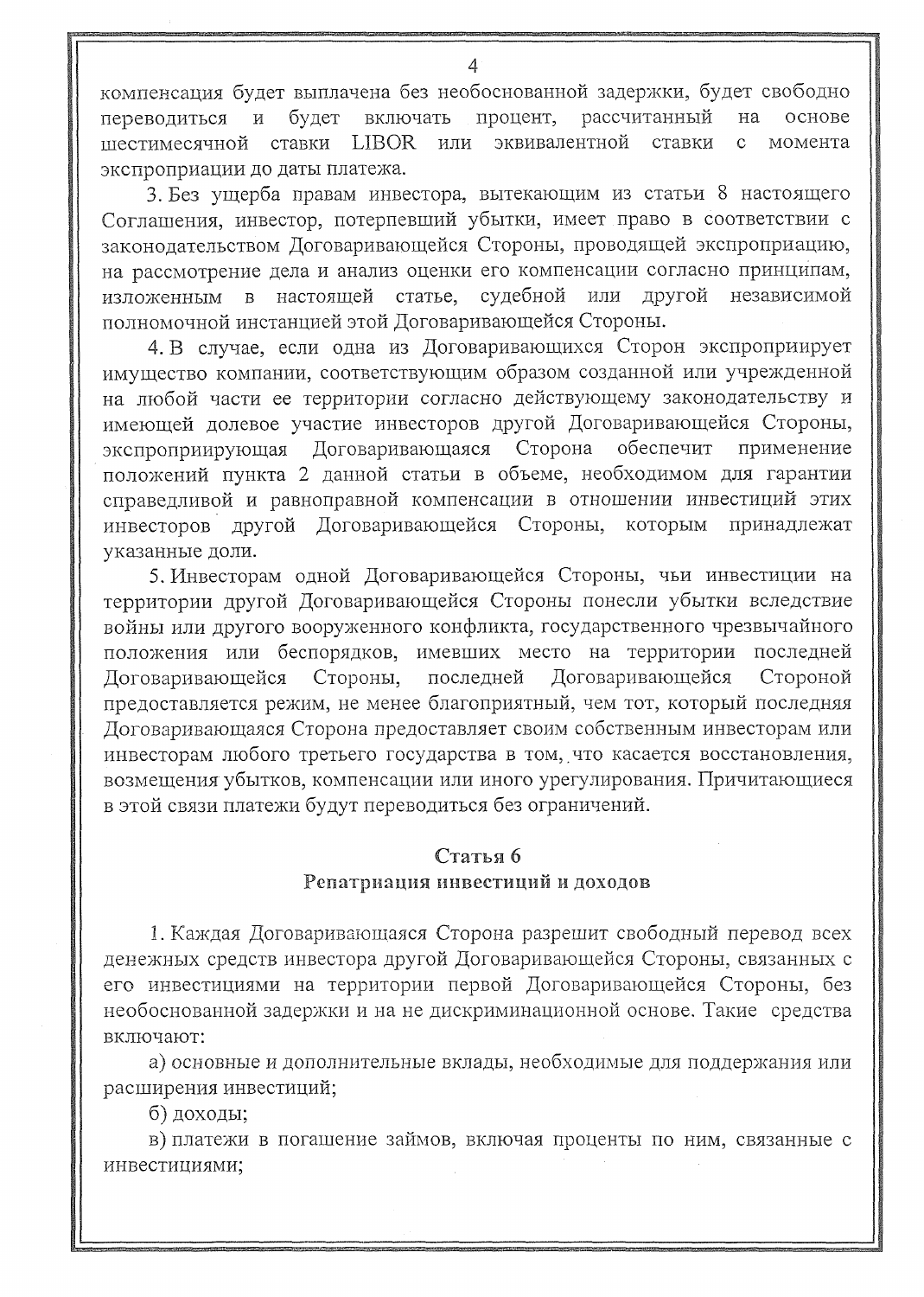компенсация будет выплачена без необоснованной задержки, будет свободно переводиться и будет включать процент, рассчитанный на основе шестимесячной ставки LIBOR или эквивалентной ставки с момента экспроприации до даты платежа.

3. Без ущерба правам инвестора, вытекающим из статьи 8 настоящего Соглашения, инвестор, потерпевший убытки, имеет право в соответствии с законодательством Договаривающейся Стороны, проводящей экспроприацию, на рассмотрение дела и анализ оценки его компенсации согласно принципам, изложенным в настоящей статье, судебной или другой независимой полномочной инстанцией этой Договаривающейся Стороны.

4. В случае, если одна из Договаривающихся Сторон экспроприирует имущество компании, соответствующим образом созданной или учрежденной на любой части ее территории согласно действующему законодательству и имеющей долевое участие инвесторов другой Договаривающейся Стороны, экспроприирующая Договаривающаяся Сторона обеспечит применение положений пункта 2 данной статьи в объеме, необходимом для гарантии справедливой и равноправной компенсации в отношении инвестиций этих инвесторов другой Договаривающейся Стороны, которым принадлежат указанные доли.

5. Инвесторам одной Договаривающейся Стороны, чьи инвестиции на территории другой Договаривающейся Стороны понесли убытки вследствие войны или другого вооруженного конфликта, государственного чрезвычайного положения или беспорядков, имевших место на территории последней Договаривающейся Стороны, последней Договаривающейся Стороной предоставляется режим, не менее благоприятный, чем тот, который последняя Договаривающаяся Сторона предоставляет своим собственным инвесторам или инвесторам любого третьего государства в том, что касается восстановления, возмещения убытков, компенсации или иного урегулирования. Причитающиеся в этой связи платежи будут переводиться без ограничений.

## Статья 6
## Репатриация инвестиций и доходов

1. Каждая Договаривающаяся Сторона разрешит свободный перевод всех денежных средств инвестора другой Договаривающейся Стороны, связанных с его инвестициями на территории первой Договаривающейся Стороны, без необоснованной задержки и на не дискриминационной основе. Такие средства включают:

а) основные и дополнительные вклады, необходимые для поддержания или расширения инвестиций;

б) доходы;

в) платежи в погашение займов, включая проценты по ним, связанные с инвестициями;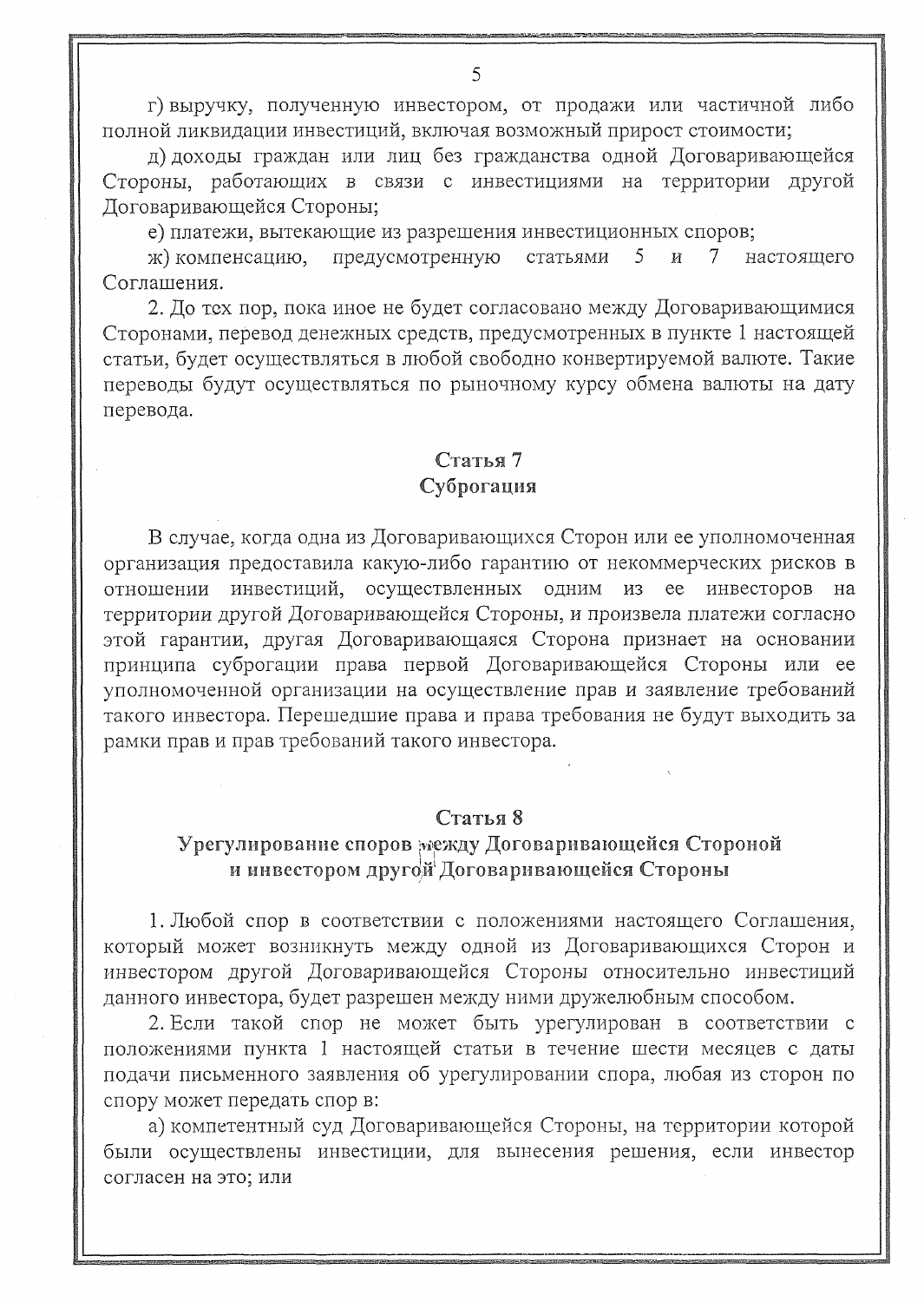г) выручку, полученную инвестором, от продажи или частичной либо полной ликвидации инвестиций, включая возможный прирост стоимости;

д) доходы граждан или лиц без гражданства одной Договаривающейся Стороны, работающих в связи с инвестициями на территории другой Договаривающейся Стороны;

е) платежи, вытекающие из разрешения инвестиционных споров;

ж) компенсацию, предусмотренную статьями 5 и 7 настоящего Соглашения.

2. До тех пор, пока иное не будет согласовано между Договаривающимися Сторонами, перевод денежных средств, предусмотренных в пункте 1 настоящей статьи, будет осуществляться в любой свободно конвертируемой валюте. Такие переводы будут осуществляться по рыночному курсу обмена валюты на дату перевода.

## Статья 7
## Суброгация

В случае, когда одна из Договаривающихся Сторон или ее уполномоченная организация предоставила какую-либо гарантию от некоммерческих рисков в отношении инвестиций, осуществленных одним из ее инвесторов на территории другой Договаривающейся Стороны, и произвела платежи согласно этой гарантии, другая Договаривающаяся Сторона признает на основании принципа суброгации права первой Договаривающейся Стороны или ее уполномоченной организации на осуществление прав и заявление требований такого инвестора. Перешедшие права и права требования не будут выходить за рамки прав и прав требований такого инвестора.

## Статья 8
## Урегулирование споров между Договаривающейся Стороной и инвестором другой Договаривающейся Стороны

1. Любой спор в соответствии с положениями настоящего Соглашения, который может возникнуть между одной из Договаривающихся Сторон и инвестором другой Договаривающейся Стороны относительно инвестиций данного инвестора, будет разрешен между ними дружелюбным способом.

2. Если такой спор не может быть урегулирован в соответствии с положениями пункта 1 настоящей статьи в течение шести месяцев с даты подачи письменного заявления об урегулировании спора, любая из сторон по спору может передать спор в:

а) компетентный суд Договаривающейся Стороны, на территории которой были осуществлены инвестиции, для вынесения решения, если инвестор согласен на это; или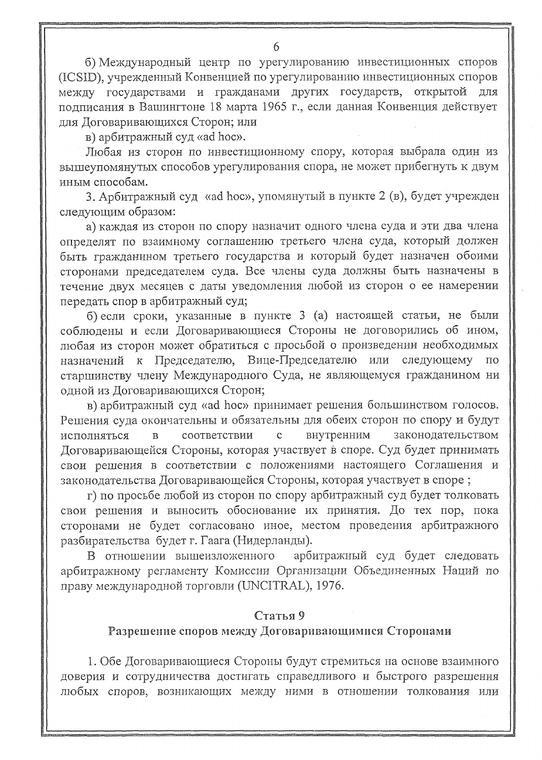б) Международный центр по урегулированию инвестиционных споров (ICSID), учрежденный Конвенцией по урегулированию инвестиционных споров между государствами и гражданами других государств, открытой для подписания в Вашингтоне 18 марта 1965 г., если данная Конвенция действует для Договаривающихся Сторон; или

в) арбитражный суд «ad hoc».

Любая из сторон по инвестиционному спору, которая выбрала один из вышеупомянутых способов урегулирования спора, не может прибегнуть к двум иным способам.

3. Арбитражный суд «ad hoc», упомянутый в пункте 2 (в), будет учрежден следующим образом:

а) каждая из сторон по спору назначит одного члена суда и эти два члена определят по взаимному соглашению третьего члена суда, который должен быть гражданином третьего государства и который будет назначен обоими сторонами председателем суда. Все члены суда должны быть назначены в течение двух месяцев с даты уведомления любой из сторон о ее намерении передать спор в арбитражный суд;

б) если сроки, указанные в пункте 3 (а) настоящей статьи, не были соблюдены и если Договаривающиеся Стороны не договорились об ином, любая из сторон может обратиться с просьбой о произведении необходимых назначений к Председателю, Вице-Председателю или следующему по старшинству члену Международного Суда, не являющемуся гражданином ни одной из Договаривающихся Сторон;

в) арбитражный суд «ad hoc» принимает решения большинством голосов. Решения суда окончательны и обязательны для обеих сторон по спору и будут исполняться в соответствии с внутренним законодательством Договаривающейся Стороны, которая участвует в споре. Суд будет принимать свои решения в соответствии с положениями настоящего Соглашения и законодательства Договаривающейся Стороны, которая участвует в споре ;

г) по просьбе любой из сторон по спору арбитражный суд будет толковать свои решения и выносить обоснование их принятия. До тех пор, пока сторонами не будет согласовано иное, местом проведения арбитражного разбирательства будет г. Гаага (Нидерланды).

В отношении вышеизложенного арбитражный суд будет следовать арбитражному регламенту Комиссии Организации Объединенных Наций по праву международной торговли (UNCITRAL), 1976.

## Статья 9
## Разрешение споров между Договаривающимися Сторонами

1. Обе Договаривающиеся Стороны будут стремиться на основе взаимного доверия и сотрудничества достигать справедливого и быстрого разрешения любых споров, возникающих между ними в отношении толкования или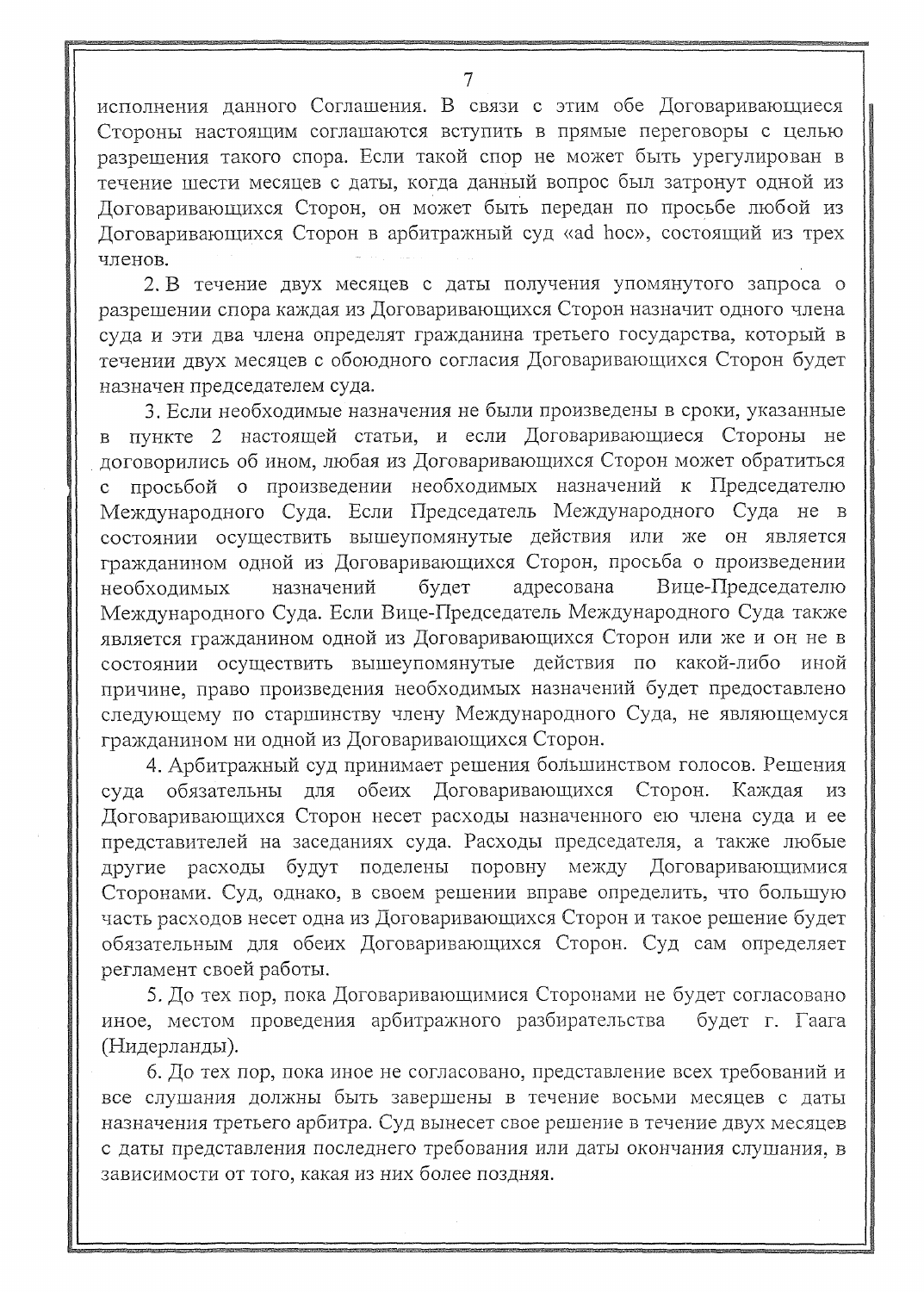исполнения данного Соглашения. В связи с этим обе Договаривающиеся Стороны настоящим соглашаются вступить в прямые переговоры с целью разрешения такого спора. Если такой спор не может быть урегулирован в течение шести месяцев с даты, когда данный вопрос был затронут одной из Договаривающихся Сторон, он может быть передан по просьбе любой из Договаривающихся Сторон в арбитражный суд «ad hoc», состоящий из трех членов.

2. В течение двух месяцев с даты получения упомянутого запроса о разрешении спора каждая из Договаривающихся Сторон назначит одного члена суда и эти два члена определят гражданина третьего государства, который в течении двух месяцев с обоюдного согласия Договаривающихся Сторон будет назначен председателем суда.

3. Если необходимые назначения не были произведены в сроки, указанные в пункте 2 настоящей статьи, и если Договаривающиеся Стороны не договорились об ином, любая из Договаривающихся Сторон может обратиться с просьбой о произведении необходимых назначений к Председателю Международного Суда. Если Председатель Международного Суда не в состоянии осуществить вышеупомянутые действия или же он является гражданином одной из Договаривающихся Сторон, просьба о произведении необходимых назначений будет адресована Вице-Председателю Международного Суда. Если Вице-Председатель Международного Суда также является гражданином одной из Договаривающихся Сторон или же и он не в состоянии осуществить вышеупомянутые действия по какой-либо иной причине, право произведения необходимых назначений будет предоставлено следующему по старшинству члену Международного Суда, не являющемуся гражданином ни одной из Договаривающихся Сторон.

4. Арбитражный суд принимает решения большинством голосов. Решения суда обязательны для обеих Договаривающихся Сторон. Каждая из Договаривающихся Сторон несет расходы назначенного ею члена суда и ее представителей на заседаниях суда. Расходы председателя, а также любые другие расходы будут поделены поровну между Договаривающимися Сторонами. Суд, однако, в своем решении вправе определить, что большую часть расходов несет одна из Договаривающихся Сторон и такое решение будет обязательным для обеих Договаривающихся Сторон. Суд сам определяет регламент своей работы.

5. До тех пор, пока Договаривающимися Сторонами не будет согласовано иное, местом проведения арбитражного разбирательства будет г. Гаага (Нидерланды).

6. До тех пор, пока иное не согласовано, представление всех требований и все слушания должны быть завершены в течение восьми месяцев с даты назначения третьего арбитра. Суд вынесет свое решение в течение двух месяцев с даты представления последнего требования или даты окончания слушания, в зависимости от того, какая из них более поздняя.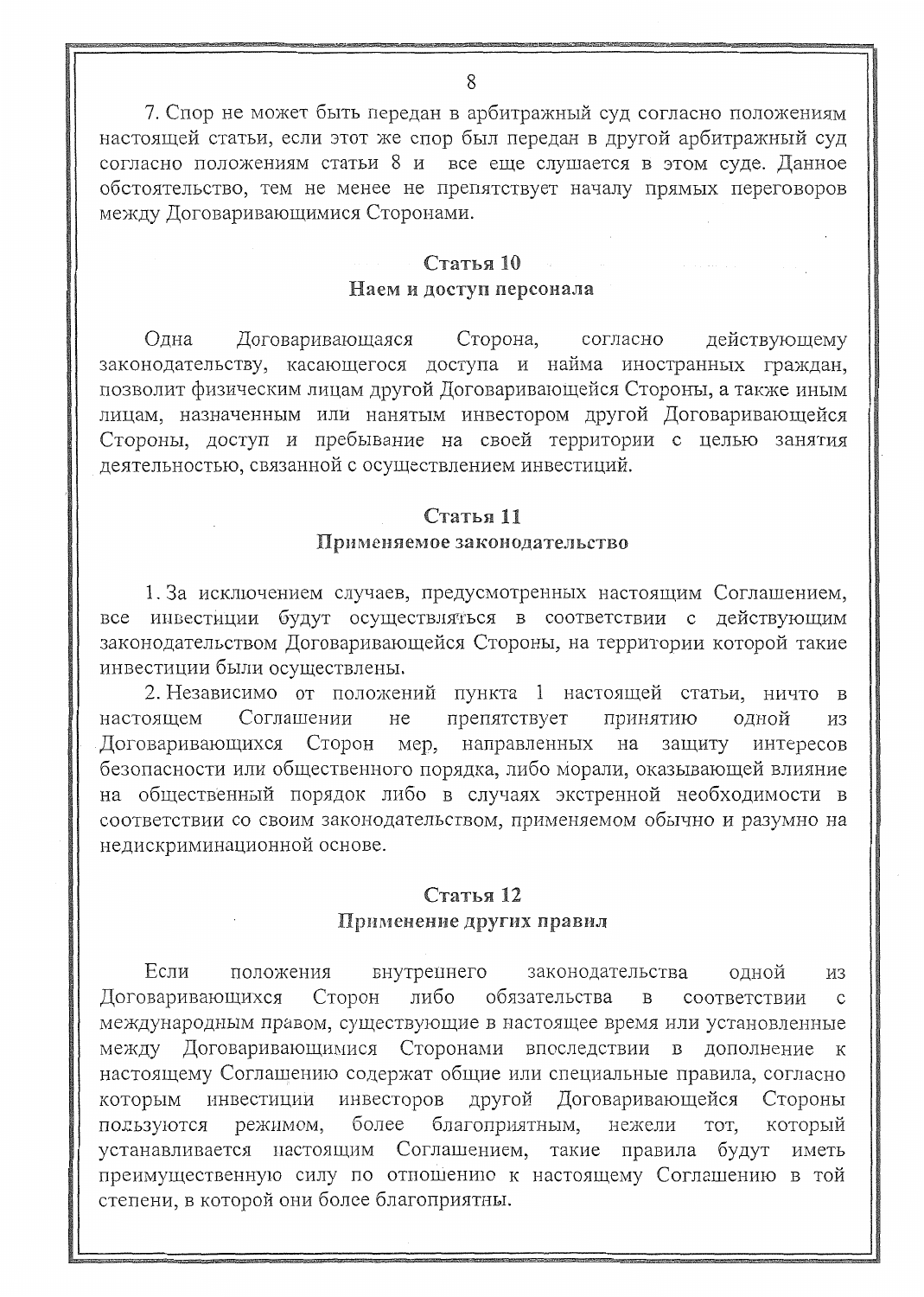7. Спор не может быть передан в арбитражный суд согласно положениям настоящей статьи, если этот же спор был передан в другой арбитражный суд согласно положениям статьи 8 и все еще слушается в этом суде. Данное обстоятельство, тем не менее не препятствует началу прямых переговоров между Договаривающимися Сторонами.

### Статья 10
### Наем и доступ персонала

Одна Договаривающаяся Сторона, согласно действующему законодательству, касающегося доступа и найма иностранных граждан, позволит физическим лицам другой Договаривающейся Стороны, а также иным лицам, назначенным или нанятым инвестором другой Договаривающейся Стороны, доступ и пребывание на своей территории с целью занятия деятельностью, связанной с осуществлением инвестиций.

### Статья 11
### Применяемое законодательство

1. За исключением случаев, предусмотренных настоящим Соглашением, все инвестиции будут осуществляться в соответствии с действующим законодательством Договаривающейся Стороны, на территории которой такие инвестиции были осуществлены.

2. Независимо от положений пункта 1 настоящей статьи, ничто в настоящем Соглашении не препятствует принятию одной из Договаривающихся Сторон мер, направленных на защиту интересов безопасности или общественного порядка, либо морали, оказывающей влияние на общественный порядок либо в случаях экстренной необходимости в соответствии со своим законодательством, применяемом обычно и разумно на недискриминационной основе.

### Статья 12
### Применение других правил

Если положения внутреннего законодательства одной из Договаривающихся Сторон либо обязательства в соответствии с международным правом, существующие в настоящее время или установленные между Договаривающимися Сторонами впоследствии в дополнение к настоящему Соглашению содержат общие или специальные правила, согласно которым инвестиции инвесторов другой Договаривающейся Стороны пользуются режимом, более благоприятным, нежели тот, который устанавливается настоящим Соглашением, такие правила будут иметь преимущественную силу по отношению к настоящему Соглашению в той степени, в которой они более благоприятны.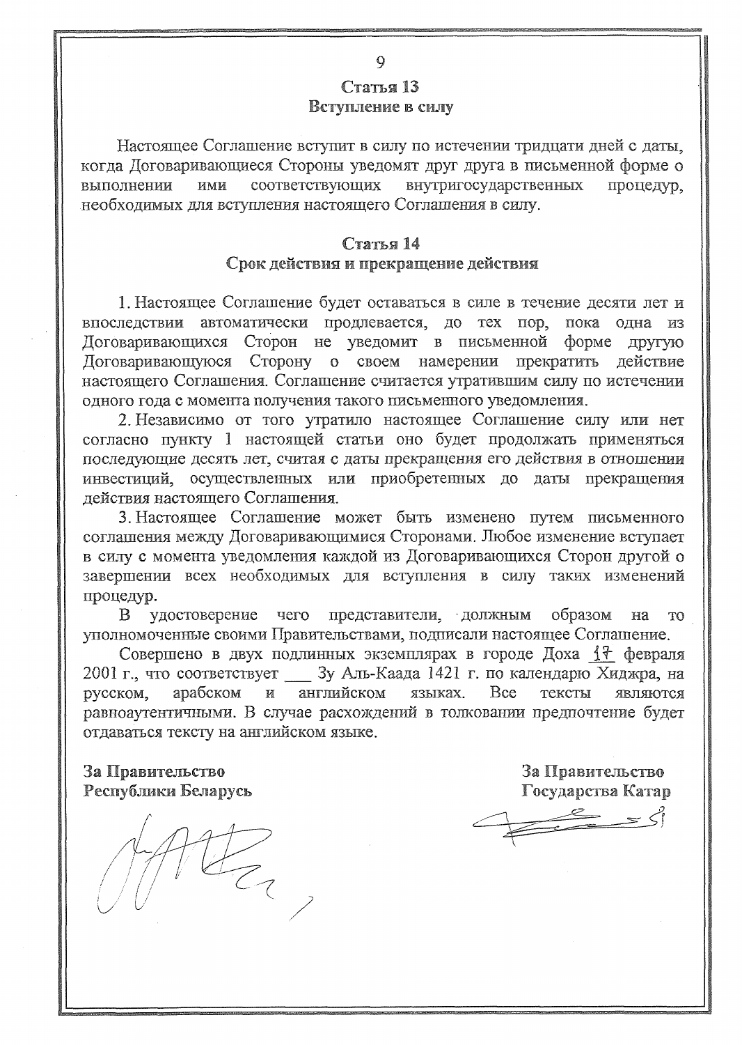## Статья 13
## Вступление в силу

Настоящее Соглашение вступит в силу по истечении тридцати дней с даты, когда Договаривающиеся Стороны уведомят друг друга в письменной форме о выполнении ими соответствующих внутригосударственных процедур, необходимых для вступления настоящего Соглашения в силу.

## Статья 14
## Срок действия и прекращение действия

1. Настоящее Соглашение будет оставаться в силе в течение десяти лет и впоследствии автоматически продлевается, до тех пор, пока одна из Договаривающихся Сторон не уведомит в письменной форме другую Договаривающуюся Сторону о своем намерении прекратить действие настоящего Соглашения. Соглашение считается утратившим силу по истечении одного года с момента получения такого письменного уведомления.

2. Независимо от того утратило настоящее Соглашение силу или нет согласно пункту 1 настоящей статьи оно будет продолжать применяться последующие десять лет, считая с даты прекращения его действия в отношении инвестиций, осуществленных или приобретенных до даты прекращения действия настоящего Соглашения.

3. Настоящее Соглашение может быть изменено путем письменного соглашения между Договаривающимися Сторонами. Любое изменение вступает в силу с момента уведомления каждой из Договаривающихся Сторон другой о завершении всех необходимых для вступления в силу таких изменений процедур.

В удостоверение чего представители, должным образом на то уполномоченные своими Правительствами, подписали настоящее Соглашение.

Совершено в двух подлинных экземплярах в городе Доха 17 февраля 2001 г., что соответствует ___ Зу Аль-Каада 1421 г. по календарю Хиджра, на русском, арабском и английском языках. Все тексты являются равноаутентичными. В случае расхождений в толковании предпочтение будет отдаваться тексту на английском языке.

| | |
|---|---|
| **За Правительство Республики Беларусь** | **За Правительство Государства Катар** |